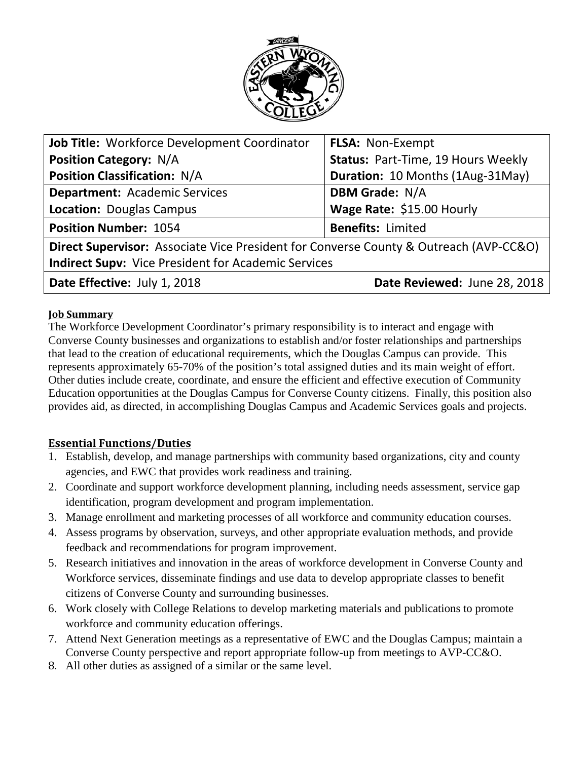| **Job Title:** Workforce Development Coordinator | **FLSA:** Non-Exempt |
|---|---|
| **Position Category:** N/A | **Status:** Part-Time, 19 Hours Weekly |
| **Position Classification:** N/A | **Duration:** 10 Months (1Aug-31May) |
| **Department:** Academic Services | **DBM Grade:** N/A |
| **Location:** Douglas Campus | **Wage Rate:** $15.00 Hourly |
| **Position Number:** 1054 | **Benefits:** Limited |
| **Direct Supervisor:** Associate Vice President for Converse County & Outreach (AVP-CC&O) | |
| **Indirect Supv:** Vice President for Academic Services | |
| **Date Effective:** July 1, 2018 | **Date Reviewed:** June 28, 2018 |

**Job Summary**

The Workforce Development Coordinator's primary responsibility is to interact and engage with Converse County businesses and organizations to establish and/or foster relationships and partnerships that lead to the creation of educational requirements, which the Douglas Campus can provide. This represents approximately 65-70% of the position's total assigned duties and its main weight of effort. Other duties include create, coordinate, and ensure the efficient and effective execution of Community Education opportunities at the Douglas Campus for Converse County citizens. Finally, this position also provides aid, as directed, in accomplishing Douglas Campus and Academic Services goals and projects.

**Essential Functions/Duties**

1. Establish, develop, and manage partnerships with community based organizations, city and county agencies, and EWC that provides work readiness and training.
2. Coordinate and support workforce development planning, including needs assessment, service gap identification, program development and program implementation.
3. Manage enrollment and marketing processes of all workforce and community education courses.
4. Assess programs by observation, surveys, and other appropriate evaluation methods, and provide feedback and recommendations for program improvement.
5. Research initiatives and innovation in the areas of workforce development in Converse County and Workforce services, disseminate findings and use data to develop appropriate classes to benefit citizens of Converse County and surrounding businesses.
6. Work closely with College Relations to develop marketing materials and publications to promote workforce and community education offerings.
7. Attend Next Generation meetings as a representative of EWC and the Douglas Campus; maintain a Converse County perspective and report appropriate follow-up from meetings to AVP-CC&O.
8. All other duties as assigned of a similar or the same level.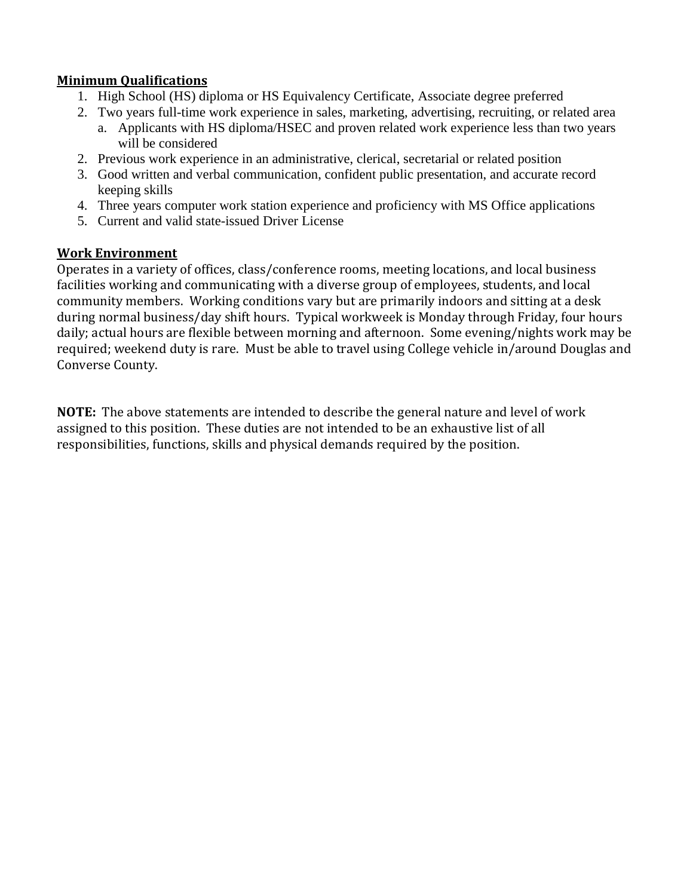**Minimum Qualifications**

1. High School (HS) diploma or HS Equivalency Certificate, Associate degree preferred
2. Two years full-time work experience in sales, marketing, advertising, recruiting, or related area
   a. Applicants with HS diploma/HSEC and proven related work experience less than two years will be considered
2. Previous work experience in an administrative, clerical, secretarial or related position
3. Good written and verbal communication, confident public presentation, and accurate record keeping skills
4. Three years computer work station experience and proficiency with MS Office applications
5. Current and valid state-issued Driver License

**Work Environment**

Operates in a variety of offices, class/conference rooms, meeting locations, and local business facilities working and communicating with a diverse group of employees, students, and local community members. Working conditions vary but are primarily indoors and sitting at a desk during normal business/day shift hours. Typical workweek is Monday through Friday, four hours daily; actual hours are flexible between morning and afternoon. Some evening/nights work may be required; weekend duty is rare. Must be able to travel using College vehicle in/around Douglas and Converse County.

**NOTE:** The above statements are intended to describe the general nature and level of work assigned to this position. These duties are not intended to be an exhaustive list of all responsibilities, functions, skills and physical demands required by the position.